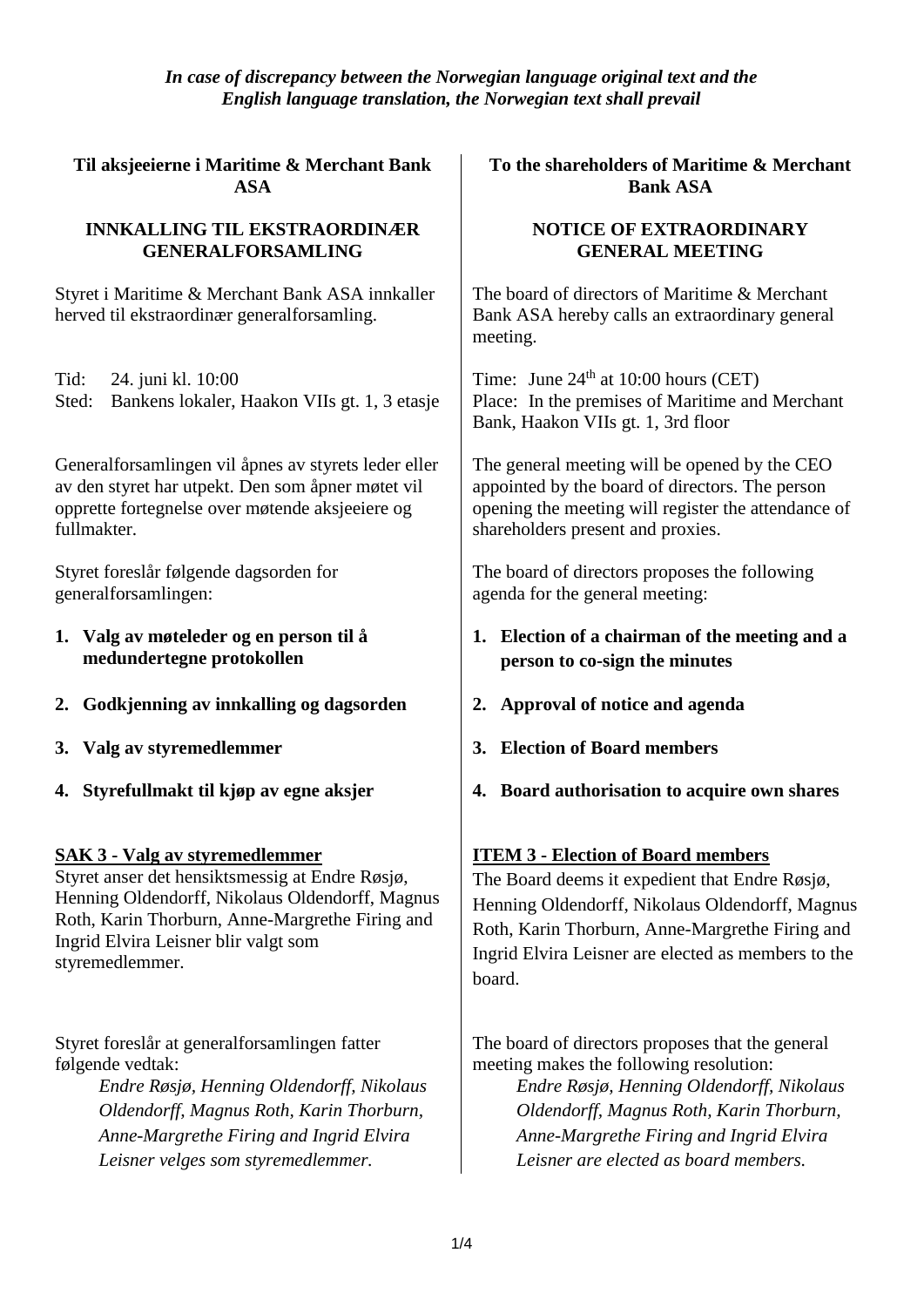*In case of discrepancy between the Norwegian language original text and the English language translation, the Norwegian text shall prevail*

**Til aksjeeierne i Maritime & Merchant Bank ASA**

**INNKALLING TIL EKSTRAORDINÆR GENERALFORSAMLING**

Styret i Maritime & Merchant Bank ASA innkaller herved til ekstraordinær generalforsamling.

Tid: 24. juni kl. 10:00
Sted: Bankens lokaler, Haakon VIIs gt. 1, 3 etasje

Generalforsamlingen vil åpnes av styrets leder eller av den styret har utpekt. Den som åpner møtet vil opprette fortegnelse over møtende aksjeeiere og fullmakter.

Styret foreslår følgende dagsorden for generalforsamlingen:

1. **Valg av møteleder og en person til å medundertegne protokollen**
2. **Godkjenning av innkalling og dagsorden**
3. **Valg av styremedlemmer**
4. **Styrefullmakt til kjøp av egne aksjer**

**SAK 3 - Valg av styremedlemmer**

Styret anser det hensiktsmessig at Endre Røsjø, Henning Oldendorff, Nikolaus Oldendorff, Magnus Roth, Karin Thorburn, Anne-Margrethe Firing and Ingrid Elvira Leisner blir valgt som styremedlemmer.

Styret foreslår at generalforsamlingen fatter følgende vedtak:

> *Endre Røsjø, Henning Oldendorff, Nikolaus Oldendorff, Magnus Roth, Karin Thorburn, Anne-Margrethe Firing and Ingrid Elvira Leisner velges som styremedlemmer.*

**To the shareholders of Maritime & Merchant Bank ASA**

**NOTICE OF EXTRAORDINARY GENERAL MEETING**

The board of directors of Maritime & Merchant Bank ASA hereby calls an extraordinary general meeting.

Time: June 24th at 10:00 hours (CET)
Place: In the premises of Maritime and Merchant Bank, Haakon VIIs gt. 1, 3rd floor

The general meeting will be opened by the CEO appointed by the board of directors. The person opening the meeting will register the attendance of shareholders present and proxies.

The board of directors proposes the following agenda for the general meeting:

1. **Election of a chairman of the meeting and a person to co-sign the minutes**
2. **Approval of notice and agenda**
3. **Election of Board members**
4. **Board authorisation to acquire own shares**

**ITEM 3 - Election of Board members**

The Board deems it expedient that Endre Røsjø, Henning Oldendorff, Nikolaus Oldendorff, Magnus Roth, Karin Thorburn, Anne-Margrethe Firing and Ingrid Elvira Leisner are elected as members to the board.

The board of directors proposes that the general meeting makes the following resolution:

> *Endre Røsjø, Henning Oldendorff, Nikolaus Oldendorff, Magnus Roth, Karin Thorburn, Anne-Margrethe Firing and Ingrid Elvira Leisner are elected as board members.*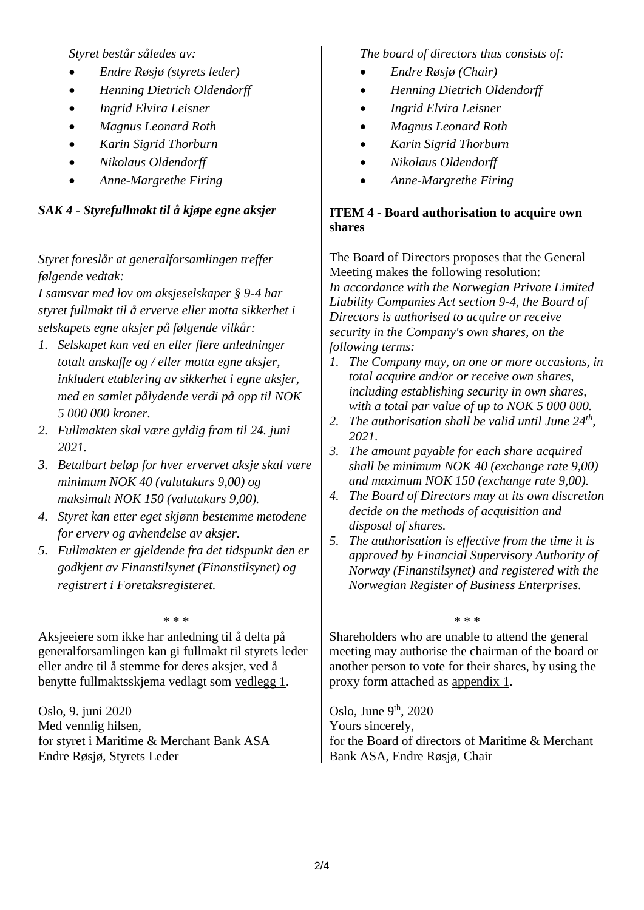*Styret består således av:*

- *Endre Røsjø (styrets leder)*
- *Henning Dietrich Oldendorff*
- *Ingrid Elvira Leisner*
- *Magnus Leonard Roth*
- *Karin Sigrid Thorburn*
- *Nikolaus Oldendorff*
- *Anne-Margrethe Firing*

### *SAK 4 - Styrefullmakt til å kjøpe egne aksjer*

*Styret foreslår at generalforsamlingen treffer følgende vedtak:*
*I samsvar med lov om aksjeselskaper § 9-4 har styret fullmakt til å erverve eller motta sikkerhet i selskapets egne aksjer på følgende vilkår:*

1. *Selskapet kan ved en eller flere anledninger totalt anskaffe og / eller motta egne aksjer, inkludert etablering av sikkerhet i egne aksjer, med en samlet pålydende verdi på opp til NOK 5 000 000 kroner.*
2. *Fullmakten skal være gyldig fram til 24. juni 2021.*
3. *Betalbart beløp for hver ervervet aksje skal være minimum NOK 40 (valutakurs 9,00) og maksimalt NOK 150 (valutakurs 9,00).*
4. *Styret kan etter eget skjønn bestemme metodene for erverv og avhendelse av aksjer.*
5. *Fullmakten er gjeldende fra det tidspunkt den er godkjent av Finanstilsynet (Finanstilsynet) og registrert i Foretaksregisteret.*

\* \* \*

Aksjeeiere som ikke har anledning til å delta på generalforsamlingen kan gi fullmakt til styrets leder eller andre til å stemme for deres aksjer, ved å benytte fullmaktsskjema vedlagt som vedlegg 1.

Oslo, 9. juni 2020
Med vennlig hilsen,
for styret i Maritime & Merchant Bank ASA
Endre Røsjø, Styrets Leder

---

*The board of directors thus consists of:*

- *Endre Røsjø (Chair)*
- *Henning Dietrich Oldendorff*
- *Ingrid Elvira Leisner*
- *Magnus Leonard Roth*
- *Karin Sigrid Thorburn*
- *Nikolaus Oldendorff*
- *Anne-Margrethe Firing*

### ITEM 4 - Board authorisation to acquire own shares

The Board of Directors proposes that the General Meeting makes the following resolution:
*In accordance with the Norwegian Private Limited Liability Companies Act section 9-4, the Board of Directors is authorised to acquire or receive security in the Company's own shares, on the following terms:*

1. *The Company may, on one or more occasions, in total acquire and/or or receive own shares, including establishing security in own shares, with a total par value of up to NOK 5 000 000.*
2. *The authorisation shall be valid until June 24th, 2021.*
3. *The amount payable for each share acquired shall be minimum NOK 40 (exchange rate 9,00) and maximum NOK 150 (exchange rate 9,00).*
4. *The Board of Directors may at its own discretion decide on the methods of acquisition and disposal of shares.*
5. *The authorisation is effective from the time it is approved by Financial Supervisory Authority of Norway (Finanstilsynet) and registered with the Norwegian Register of Business Enterprises.*

\* \* \*

Shareholders who are unable to attend the general meeting may authorise the chairman of the board or another person to vote for their shares, by using the proxy form attached as appendix 1.

Oslo, June 9th, 2020
Yours sincerely,
for the Board of directors of Maritime & Merchant Bank ASA, Endre Røsjø, Chair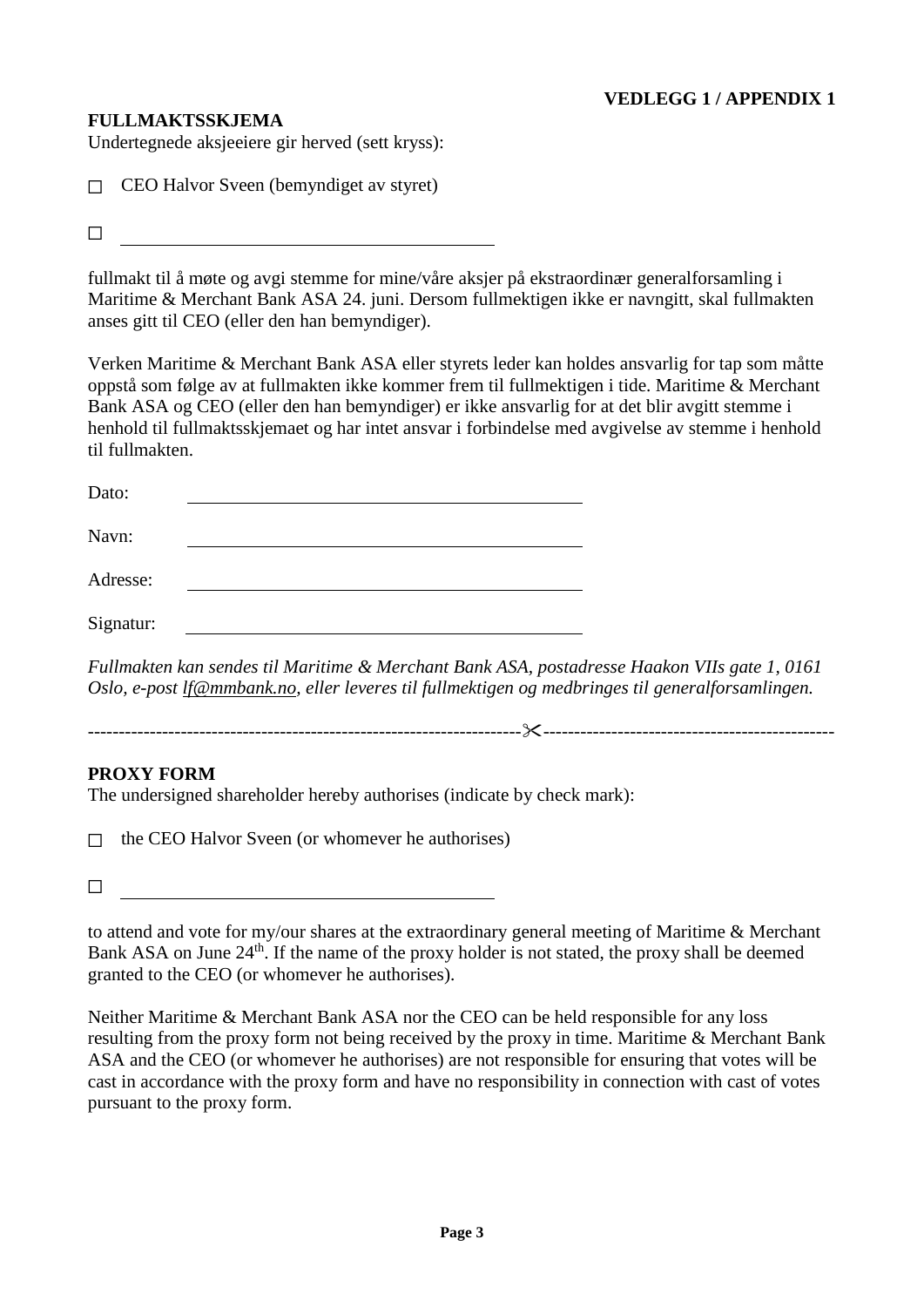**VEDLEGG 1 / APPENDIX 1**

**FULLMAKTSSKJEMA**

Undertegnede aksjeeiere gir herved (sett kryss):

☐ CEO Halvor Sveen (bemyndiget av styret)

☐ \_\_\_\_\_\_\_\_\_\_\_\_\_\_\_\_\_\_\_\_\_\_\_\_\_\_\_\_\_\_\_\_\_\_\_\_\_\_\_\_

fullmakt til å møte og avgi stemme for mine/våre aksjer på ekstraordinær generalforsamling i Maritime & Merchant Bank ASA 24. juni. Dersom fullmektigen ikke er navngitt, skal fullmakten anses gitt til CEO (eller den han bemyndiger).

Verken Maritime & Merchant Bank ASA eller styrets leder kan holdes ansvarlig for tap som måtte oppstå som følge av at fullmakten ikke kommer frem til fullmektigen i tide. Maritime & Merchant Bank ASA og CEO (eller den han bemyndiger) er ikke ansvarlig for at det blir avgitt stemme i henhold til fullmaktsskjemaet og har intet ansvar i forbindelse med avgivelse av stemme i henhold til fullmakten.

Dato: \_\_\_\_\_\_\_\_\_\_\_\_\_\_\_\_\_\_\_\_\_\_\_\_\_\_\_\_\_\_\_\_\_\_\_\_\_\_\_\_

Navn: \_\_\_\_\_\_\_\_\_\_\_\_\_\_\_\_\_\_\_\_\_\_\_\_\_\_\_\_\_\_\_\_\_\_\_\_\_\_\_\_

Adresse: \_\_\_\_\_\_\_\_\_\_\_\_\_\_\_\_\_\_\_\_\_\_\_\_\_\_\_\_\_\_\_\_\_\_\_\_\_\_\_\_

Signatur: \_\_\_\_\_\_\_\_\_\_\_\_\_\_\_\_\_\_\_\_\_\_\_\_\_\_\_\_\_\_\_\_\_\_\_\_\_\_\_\_

*Fullmakten kan sendes til Maritime & Merchant Bank ASA, postadresse Haakon VIIs gate 1, 0161 Oslo, e-post lf@mmbank.no, eller leveres til fullmektigen og medbringes til generalforsamlingen.*

-------------------------------------------------------------------✂----------------------------------------------

**PROXY FORM**

The undersigned shareholder hereby authorises (indicate by check mark):

☐ the CEO Halvor Sveen (or whomever he authorises)

☐ \_\_\_\_\_\_\_\_\_\_\_\_\_\_\_\_\_\_\_\_\_\_\_\_\_\_\_\_\_\_\_\_\_\_\_\_\_\_\_\_

to attend and vote for my/our shares at the extraordinary general meeting of Maritime & Merchant Bank ASA on June 24th. If the name of the proxy holder is not stated, the proxy shall be deemed granted to the CEO (or whomever he authorises).

Neither Maritime & Merchant Bank ASA nor the CEO can be held responsible for any loss resulting from the proxy form not being received by the proxy in time. Maritime & Merchant Bank ASA and the CEO (or whomever he authorises) are not responsible for ensuring that votes will be cast in accordance with the proxy form and have no responsibility in connection with cast of votes pursuant to the proxy form.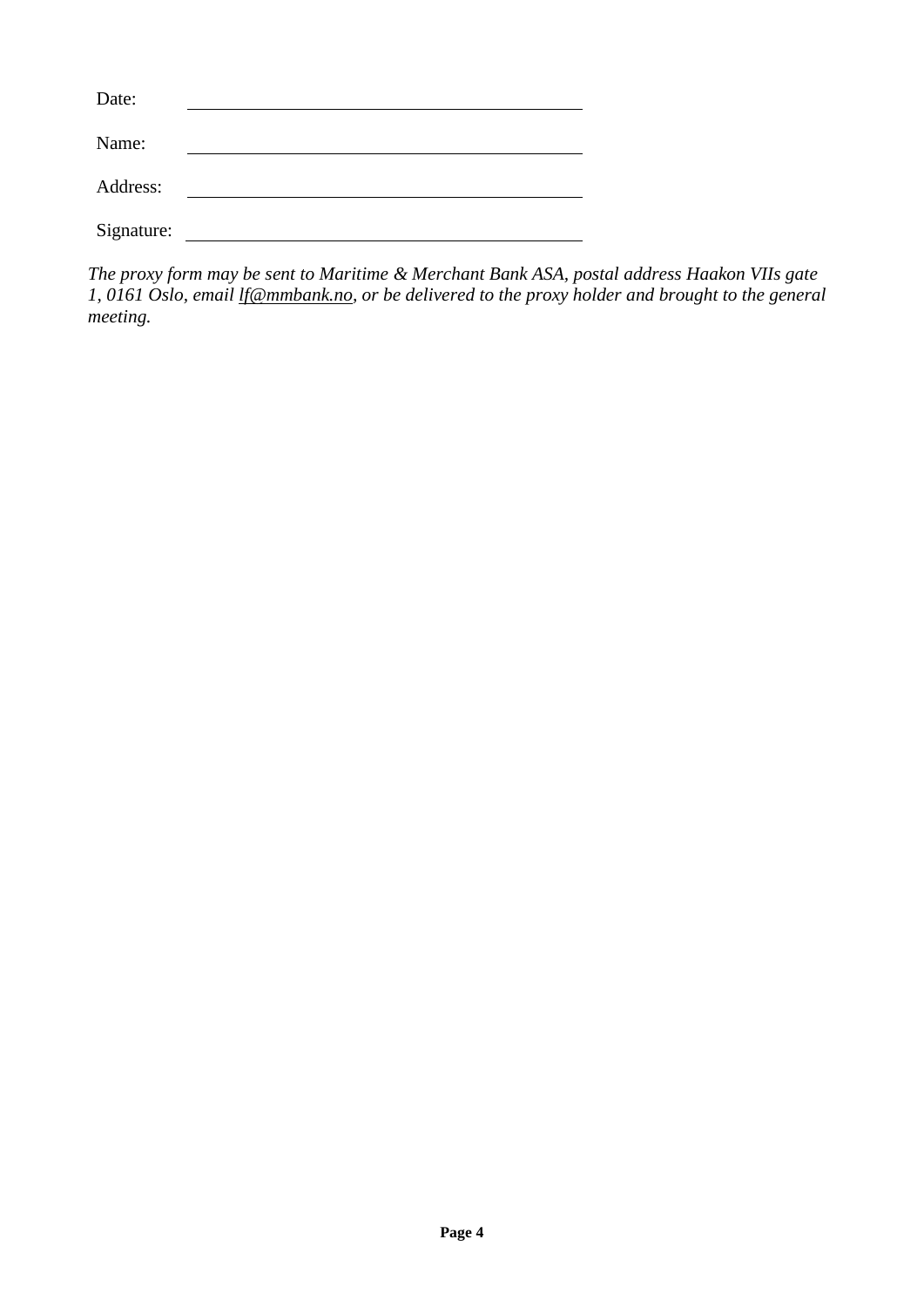Date: \_\_\_\_\_\_\_\_\_\_\_\_\_\_\_\_\_\_\_\_\_\_\_\_\_\_\_\_\_\_\_\_\_\_\_\_\_\_\_\_

Name: \_\_\_\_\_\_\_\_\_\_\_\_\_\_\_\_\_\_\_\_\_\_\_\_\_\_\_\_\_\_\_\_\_\_\_\_\_\_\_\_

Address: \_\_\_\_\_\_\_\_\_\_\_\_\_\_\_\_\_\_\_\_\_\_\_\_\_\_\_\_\_\_\_\_\_\_\_\_\_\_\_\_

Signature: \_\_\_\_\_\_\_\_\_\_\_\_\_\_\_\_\_\_\_\_\_\_\_\_\_\_\_\_\_\_\_\_\_\_\_\_\_\_\_\_

*The proxy form may be sent to Maritime & Merchant Bank ASA, postal address Haakon VIIs gate 1, 0161 Oslo, email lf@mmbank.no, or be delivered to the proxy holder and brought to the general meeting.*